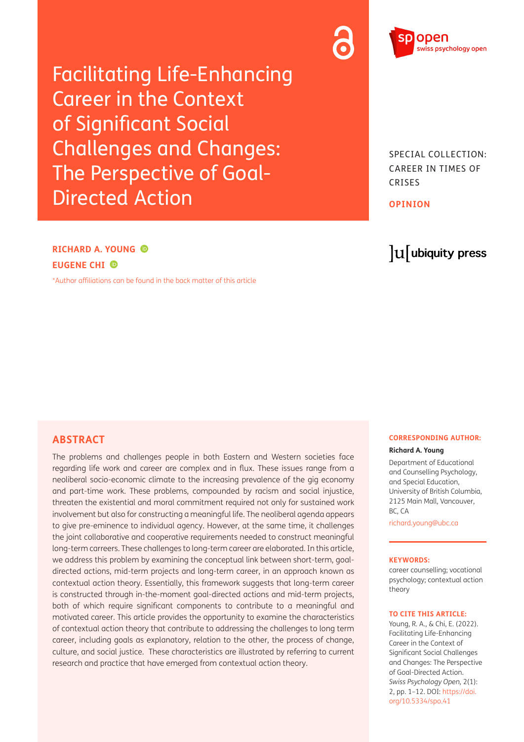# Facilitating Life-Enhancing Career in the Context of Significant Social Challenges and Changes: The Perspective of Goal-Directed Action

SPECIAL COLLECTION: CAREER IN TIMES OF CRISES

**OPINION**

**RICHARD A. YOUNG**

**EUGENE CHI**

*Author affiliations can be found in the back matter of this article

## ABSTRACT

The problems and challenges people in both Eastern and Western societies face regarding life work and career are complex and in flux. These issues range from a neoliberal socio-economic climate to the increasing prevalence of the gig economy and part-time work. These problems, compounded by racism and social injustice, threaten the existential and moral commitment required not only for sustained work involvement but also for constructing a meaningful life. The neoliberal agenda appears to give pre-eminence to individual agency. However, at the same time, it challenges the joint collaborative and cooperative requirements needed to construct meaningful long-term carreers. These challenges to long-term career are elaborated. In this article, we address this problem by examining the conceptual link between short-term, goal-directed actions, mid-term projects and long-term career, in an approach known as contextual action theory. Essentially, this framework suggests that long-term career is constructed through in-the-moment goal-directed actions and mid-term projects, both of which require significant components to contribute to a meaningful and motivated career. This article provides the opportunity to examine the characteristics of contextual action theory that contribute to addressing the challenges to long term career, including goals as explanatory, relation to the other, the process of change, culture, and social justice. These characteristics are illustrated by referring to current research and practice that have emerged from contextual action theory.

**CORRESPONDING AUTHOR:**

**Richard A. Young**

Department of Educational and Counselling Psychology, and Special Education, University of British Columbia, 2125 Main Mall, Vancouver, BC, CA

richard.young@ubc.ca

**KEYWORDS:**

career counselling; vocational psychology; contextual action theory

**TO CITE THIS ARTICLE:**

Young, R. A., & Chi, E. (2022). Facilitating Life-Enhancing Career in the Context of Significant Social Challenges and Changes: The Perspective of Goal-Directed Action. *Swiss Psychology Open,* 2(1): 2, pp. 1–12. DOI: https://doi.org/10.5334/spo.41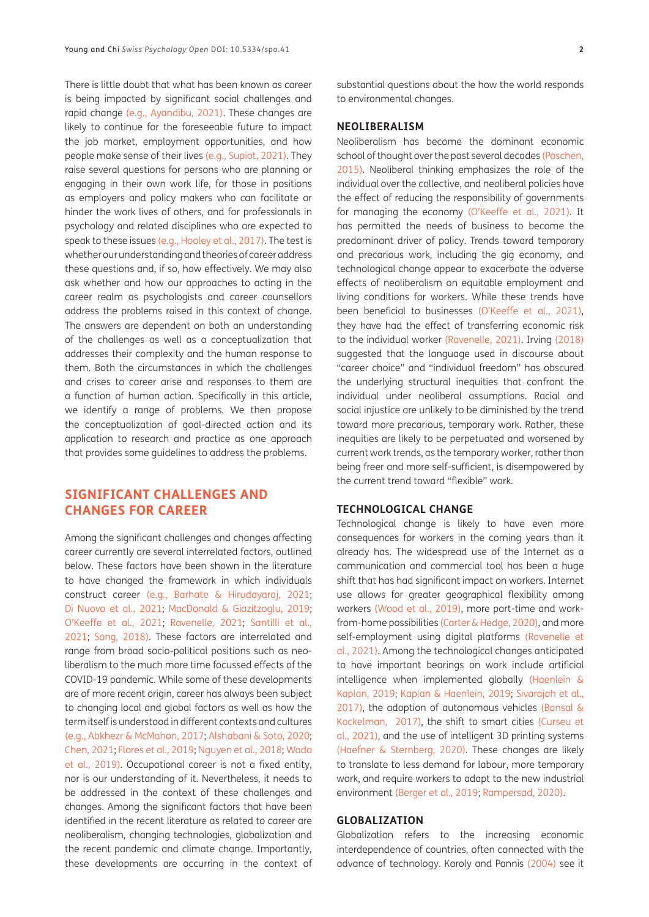There is little doubt that what has been known as career is being impacted by significant social challenges and rapid change (e.g., Ayandibu, 2021). These changes are likely to continue for the foreseeable future to impact the job market, employment opportunities, and how people make sense of their lives (e.g., Supiot, 2021). They raise several questions for persons who are planning or engaging in their own work life, for those in positions as employers and policy makers who can facilitate or hinder the work lives of others, and for professionals in psychology and related disciplines who are expected to speak to these issues (e.g., Hooley et al., 2017). The test is whether our understanding and theories of career address these questions and, if so, how effectively. We may also ask whether and how our approaches to acting in the career realm as psychologists and career counsellors address the problems raised in this context of change. The answers are dependent on both an understanding of the challenges as well as a conceptualization that addresses their complexity and the human response to them. Both the circumstances in which the challenges and crises to career arise and responses to them are a function of human action. Specifically in this article, we identify a range of problems. We then propose the conceptualization of goal-directed action and its application to research and practice as one approach that provides some guidelines to address the problems.

## SIGNIFICANT CHALLENGES AND CHANGES FOR CAREER

Among the significant challenges and changes affecting career currently are several interrelated factors, outlined below. These factors have been shown in the literature to have changed the framework in which individuals construct career (e.g., Barhate & Hirudayaraj, 2021; Di Nuovo et al., 2021; MacDonald & Giazitzoglu, 2019; O'Keeffe et al., 2021; Ravenelle, 2021; Santilli et al., 2021; Song, 2018). These factors are interrelated and range from broad socio-political positions such as neo-liberalism to the much more time focussed effects of the COVID-19 pandemic. While some of these developments are of more recent origin, career has always been subject to changing local and global factors as well as how the term itself is understood in different contexts and cultures (e.g., Abkhezr & McMahon, 2017; Alshabani & Soto, 2020; Chen, 2021; Flores et al., 2019; Nguyen et al., 2018; Wada et al., 2019). Occupational career is not a fixed entity, nor is our understanding of it. Nevertheless, it needs to be addressed in the context of these challenges and changes. Among the significant factors that have been identified in the recent literature as related to career are neoliberalism, changing technologies, globalization and the recent pandemic and climate change. Importantly, these developments are occurring in the context of substantial questions about the how the world responds to environmental changes.

### NEOLIBERALISM

Neoliberalism has become the dominant economic school of thought over the past several decades (Poschen, 2015). Neoliberal thinking emphasizes the role of the individual over the collective, and neoliberal policies have the effect of reducing the responsibility of governments for managing the economy (O'Keeffe et al., 2021). It has permitted the needs of business to become the predominant driver of policy. Trends toward temporary and precarious work, including the gig economy, and technological change appear to exacerbate the adverse effects of neoliberalism on equitable employment and living conditions for workers. While these trends have been beneficial to businesses (O'Keeffe et al., 2021), they have had the effect of transferring economic risk to the individual worker (Ravenelle, 2021). Irving (2018) suggested that the language used in discourse about "career choice" and "individual freedom" has obscured the underlying structural inequities that confront the individual under neoliberal assumptions. Racial and social injustice are unlikely to be diminished by the trend toward more precarious, temporary work. Rather, these inequities are likely to be perpetuated and worsened by current work trends, as the temporary worker, rather than being freer and more self-sufficient, is disempowered by the current trend toward "flexible" work.

### TECHNOLOGICAL CHANGE

Technological change is likely to have even more consequences for workers in the coming years than it already has. The widespread use of the Internet as a communication and commercial tool has been a huge shift that has had significant impact on workers. Internet use allows for greater geographical flexibility among workers (Wood et al., 2019), more part-time and work-from-home possibilities (Carter & Hedge, 2020), and more self-employment using digital platforms (Ravenelle et al., 2021). Among the technological changes anticipated to have important bearings on work include artificial intelligence when implemented globally (Haenlein & Kaplan, 2019; Kaplan & Haenlein, 2019; Sivarajah et al., 2017), the adoption of autonomous vehicles (Bansal & Kockelman, 2017), the shift to smart cities (Curseu et al., 2021), and the use of intelligent 3D printing systems (Haefner & Sternberg, 2020). These changes are likely to translate to less demand for labour, more temporary work, and require workers to adapt to the new industrial environment (Berger et al., 2019; Rampersad, 2020).

### GLOBALIZATION

Globalization refers to the increasing economic interdependence of countries, often connected with the advance of technology. Karoly and Pannis (2004) see it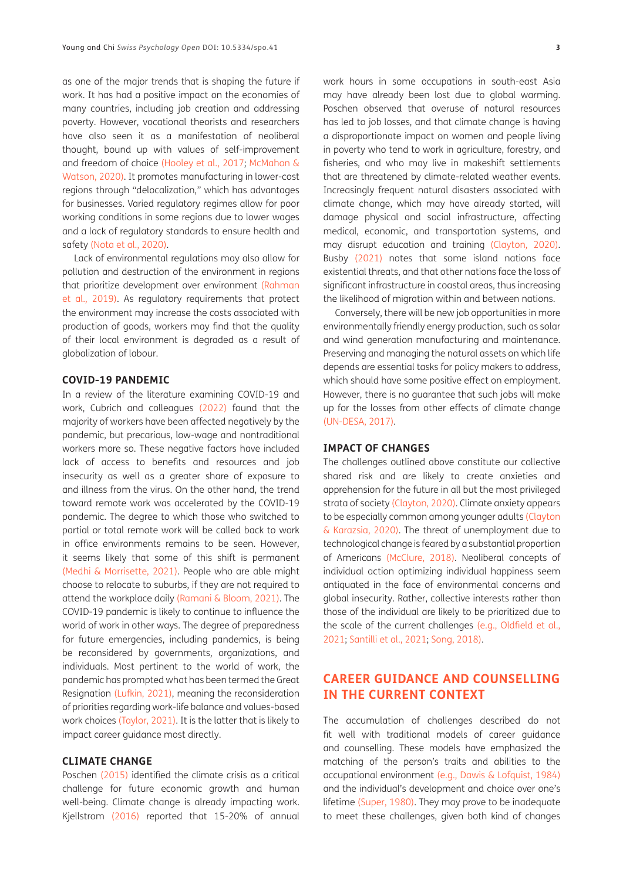as one of the major trends that is shaping the future if work. It has had a positive impact on the economies of many countries, including job creation and addressing poverty. However, vocational theorists and researchers have also seen it as a manifestation of neoliberal thought, bound up with values of self-improvement and freedom of choice (Hooley et al., 2017; McMahon & Watson, 2020). It promotes manufacturing in lower-cost regions through "delocalization," which has advantages for businesses. Varied regulatory regimes allow for poor working conditions in some regions due to lower wages and a lack of regulatory standards to ensure health and safety (Nota et al., 2020).

Lack of environmental regulations may also allow for pollution and destruction of the environment in regions that prioritize development over environment (Rahman et al., 2019). As regulatory requirements that protect the environment may increase the costs associated with production of goods, workers may find that the quality of their local environment is degraded as a result of globalization of labour.

### COVID-19 PANDEMIC

In a review of the literature examining COVID-19 and work, Cubrich and colleagues (2022) found that the majority of workers have been affected negatively by the pandemic, but precarious, low-wage and nontraditional workers more so. These negative factors have included lack of access to benefits and resources and job insecurity as well as a greater share of exposure to and illness from the virus. On the other hand, the trend toward remote work was accelerated by the COVID-19 pandemic. The degree to which those who switched to partial or total remote work will be called back to work in office environments remains to be seen. However, it seems likely that some of this shift is permanent (Medhi & Morrisette, 2021). People who are able might choose to relocate to suburbs, if they are not required to attend the workplace daily (Ramani & Bloom, 2021). The COVID-19 pandemic is likely to continue to influence the world of work in other ways. The degree of preparedness for future emergencies, including pandemics, is being be reconsidered by governments, organizations, and individuals. Most pertinent to the world of work, the pandemic has prompted what has been termed the Great Resignation (Lufkin, 2021), meaning the reconsideration of priorities regarding work-life balance and values-based work choices (Taylor, 2021). It is the latter that is likely to impact career guidance most directly.

### CLIMATE CHANGE

Poschen (2015) identified the climate crisis as a critical challenge for future economic growth and human well-being. Climate change is already impacting work. Kjellstrom (2016) reported that 15-20% of annual work hours in some occupations in south-east Asia may have already been lost due to global warming. Poschen observed that overuse of natural resources has led to job losses, and that climate change is having a disproportionate impact on women and people living in poverty who tend to work in agriculture, forestry, and fisheries, and who may live in makeshift settlements that are threatened by climate-related weather events. Increasingly frequent natural disasters associated with climate change, which may have already started, will damage physical and social infrastructure, affecting medical, economic, and transportation systems, and may disrupt education and training (Clayton, 2020). Busby (2021) notes that some island nations face existential threats, and that other nations face the loss of significant infrastructure in coastal areas, thus increasing the likelihood of migration within and between nations.

Conversely, there will be new job opportunities in more environmentally friendly energy production, such as solar and wind generation manufacturing and maintenance. Preserving and managing the natural assets on which life depends are essential tasks for policy makers to address, which should have some positive effect on employment. However, there is no guarantee that such jobs will make up for the losses from other effects of climate change (UN-DESA, 2017).

### IMPACT OF CHANGES

The challenges outlined above constitute our collective shared risk and are likely to create anxieties and apprehension for the future in all but the most privileged strata of society (Clayton, 2020). Climate anxiety appears to be especially common among younger adults (Clayton & Karazsia, 2020). The threat of unemployment due to technological change is feared by a substantial proportion of Americans (McClure, 2018). Neoliberal concepts of individual action optimizing individual happiness seem antiquated in the face of environmental concerns and global insecurity. Rather, collective interests rather than those of the individual are likely to be prioritized due to the scale of the current challenges (e.g., Oldfield et al., 2021; Santilli et al., 2021; Song, 2018).

## CAREER GUIDANCE AND COUNSELLING IN THE CURRENT CONTEXT

The accumulation of challenges described do not fit well with traditional models of career guidance and counselling. These models have emphasized the matching of the person's traits and abilities to the occupational environment (e.g., Dawis & Lofquist, 1984) and the individual's development and choice over one's lifetime (Super, 1980). They may prove to be inadequate to meet these challenges, given both kind of changes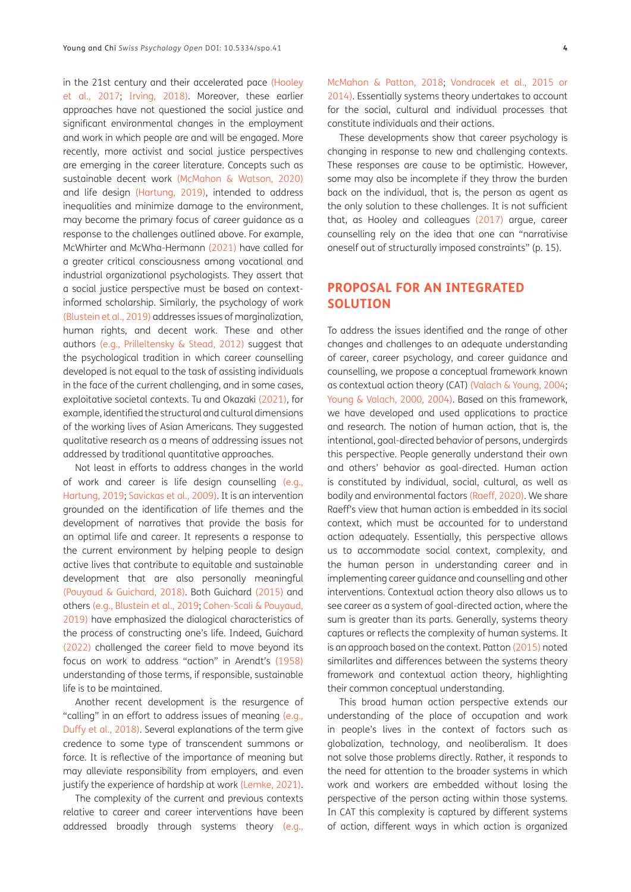in the 21st century and their accelerated pace (Hooley et al., 2017; Irving, 2018). Moreover, these earlier approaches have not questioned the social justice and significant environmental changes in the employment and work in which people are and will be engaged. More recently, more activist and social justice perspectives are emerging in the career literature. Concepts such as sustainable decent work (McMahon & Watson, 2020) and life design (Hartung, 2019), intended to address inequalities and minimize damage to the environment, may become the primary focus of career guidance as a response to the challenges outlined above. For example, McWhirter and McWha-Hermann (2021) have called for a greater critical consciousness among vocational and industrial organizational psychologists. They assert that a social justice perspective must be based on context-informed scholarship. Similarly, the psychology of work (Blustein et al., 2019) addresses issues of marginalization, human rights, and decent work. These and other authors (e.g., Prilleltensky & Stead, 2012) suggest that the psychological tradition in which career counselling developed is not equal to the task of assisting individuals in the face of the current challenging, and in some cases, exploitative societal contexts. Tu and Okazaki (2021), for example, identified the structural and cultural dimensions of the working lives of Asian Americans. They suggested qualitative research as a means of addressing issues not addressed by traditional quantitative approaches.

Not least in efforts to address changes in the world of work and career is life design counselling (e.g., Hartung, 2019; Savickas et al., 2009). It is an intervention grounded on the identification of life themes and the development of narratives that provide the basis for an optimal life and career. It represents a response to the current environment by helping people to design active lives that contribute to equitable and sustainable development that are also personally meaningful (Pouyaud & Guichard, 2018). Both Guichard (2015) and others (e.g., Blustein et al., 2019; Cohen-Scali & Pouyaud, 2019) have emphasized the dialogical characteristics of the process of constructing one's life. Indeed, Guichard (2022) challenged the career field to move beyond its focus on work to address "action" in Arendt's (1958) understanding of those terms, if responsible, sustainable life is to be maintained.

Another recent development is the resurgence of "calling" in an effort to address issues of meaning (e.g., Duffy et al., 2018). Several explanations of the term give credence to some type of transcendent summons or force. It is reflective of the importance of meaning but may alleviate responsibility from employers, and even justify the experience of hardship at work (Lemke, 2021).

The complexity of the current and previous contexts relative to career and career interventions have been addressed broadly through systems theory (e.g., McMahon & Patton, 2018; Vondracek et al., 2015 or 2014). Essentially systems theory undertakes to account for the social, cultural and individual processes that constitute individuals and their actions.

These developments show that career psychology is changing in response to new and challenging contexts. These responses are cause to be optimistic. However, some may also be incomplete if they throw the burden back on the individual, that is, the person as agent as the only solution to these challenges. It is not sufficient that, as Hooley and colleagues (2017) argue, career counselling rely on the idea that one can "narrativise oneself out of structurally imposed constraints" (p. 15).

## PROPOSAL FOR AN INTEGRATED SOLUTION

To address the issues identified and the range of other changes and challenges to an adequate understanding of career, career psychology, and career guidance and counselling, we propose a conceptual framework known as contextual action theory (CAT) (Valach & Young, 2004; Young & Valach, 2000, 2004). Based on this framework, we have developed and used applications to practice and research. The notion of human action, that is, the intentional, goal-directed behavior of persons, undergirds this perspective. People generally understand their own and others' behavior as goal-directed. Human action is constituted by individual, social, cultural, as well as bodily and environmental factors (Raeff, 2020). We share Raeff's view that human action is embedded in its social context, which must be accounted for to understand action adequately. Essentially, this perspective allows us to accommodate social context, complexity, and the human person in understanding career and in implementing career guidance and counselling and other interventions. Contextual action theory also allows us to see career as a system of goal-directed action, where the sum is greater than its parts. Generally, systems theory captures or reflects the complexity of human systems. It is an approach based on the context. Patton (2015) noted similarlites and differences between the systems theory framework and contextual action theory, highlighting their common conceptual understanding.

This broad human action perspective extends our understanding of the place of occupation and work in people's lives in the context of factors such as globalization, technology, and neoliberalism. It does not solve those problems directly. Rather, it responds to the need for attention to the broader systems in which work and workers are embedded without losing the perspective of the person acting within those systems. In CAT this complexity is captured by different systems of action, different ways in which action is organized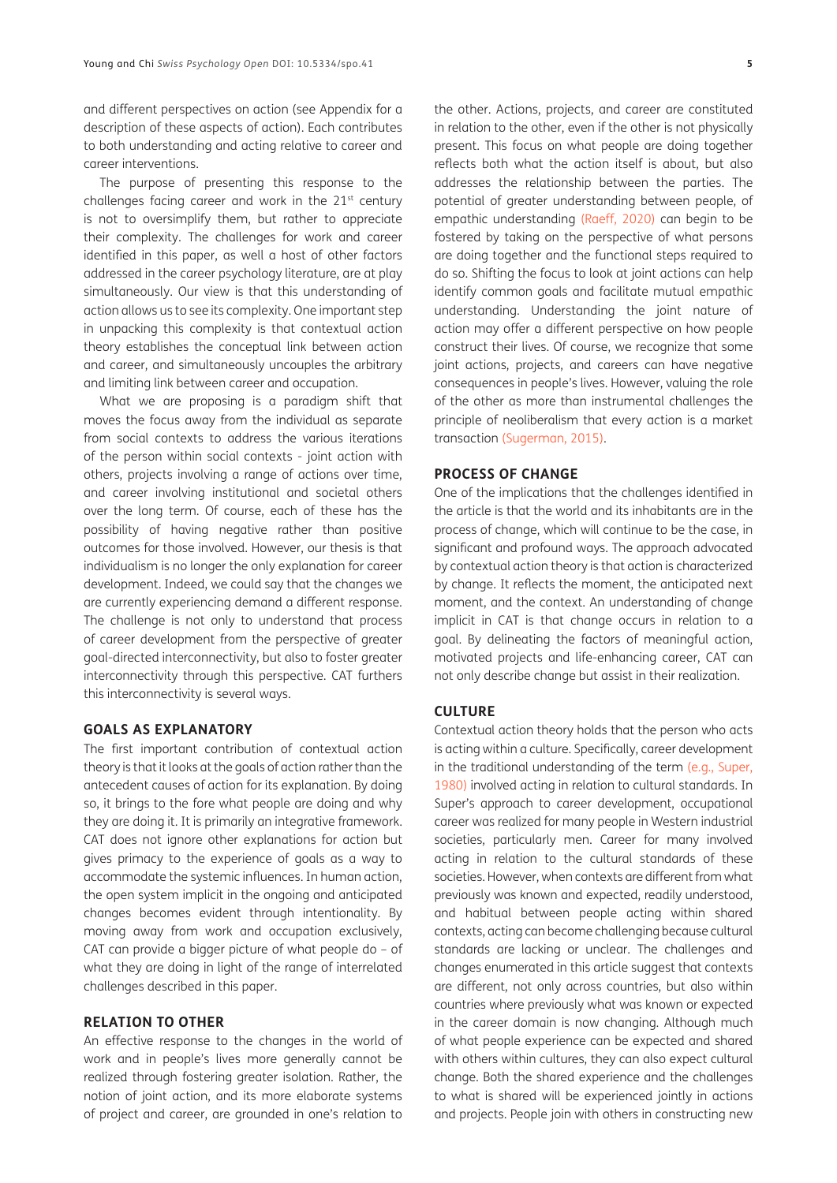and different perspectives on action (see Appendix for a description of these aspects of action). Each contributes to both understanding and acting relative to career and career interventions.

The purpose of presenting this response to the challenges facing career and work in the 21st century is not to oversimplify them, but rather to appreciate their complexity. The challenges for work and career identified in this paper, as well a host of other factors addressed in the career psychology literature, are at play simultaneously. Our view is that this understanding of action allows us to see its complexity. One important step in unpacking this complexity is that contextual action theory establishes the conceptual link between action and career, and simultaneously uncouples the arbitrary and limiting link between career and occupation.

What we are proposing is a paradigm shift that moves the focus away from the individual as separate from social contexts to address the various iterations of the person within social contexts - joint action with others, projects involving a range of actions over time, and career involving institutional and societal others over the long term. Of course, each of these has the possibility of having negative rather than positive outcomes for those involved. However, our thesis is that individualism is no longer the only explanation for career development. Indeed, we could say that the changes we are currently experiencing demand a different response. The challenge is not only to understand that process of career development from the perspective of greater goal-directed interconnectivity, but also to foster greater interconnectivity through this perspective. CAT furthers this interconnectivity is several ways.

## GOALS AS EXPLANATORY

The first important contribution of contextual action theory is that it looks at the goals of action rather than the antecedent causes of action for its explanation. By doing so, it brings to the fore what people are doing and why they are doing it. It is primarily an integrative framework. CAT does not ignore other explanations for action but gives primacy to the experience of goals as a way to accommodate the systemic influences. In human action, the open system implicit in the ongoing and anticipated changes becomes evident through intentionality. By moving away from work and occupation exclusively, CAT can provide a bigger picture of what people do – of what they are doing in light of the range of interrelated challenges described in this paper.

## RELATION TO OTHER

An effective response to the changes in the world of work and in people's lives more generally cannot be realized through fostering greater isolation. Rather, the notion of joint action, and its more elaborate systems of project and career, are grounded in one's relation to the other. Actions, projects, and career are constituted in relation to the other, even if the other is not physically present. This focus on what people are doing together reflects both what the action itself is about, but also addresses the relationship between the parties. The potential of greater understanding between people, of empathic understanding (Raeff, 2020) can begin to be fostered by taking on the perspective of what persons are doing together and the functional steps required to do so. Shifting the focus to look at joint actions can help identify common goals and facilitate mutual empathic understanding. Understanding the joint nature of action may offer a different perspective on how people construct their lives. Of course, we recognize that some joint actions, projects, and careers can have negative consequences in people's lives. However, valuing the role of the other as more than instrumental challenges the principle of neoliberalism that every action is a market transaction (Sugerman, 2015).

## PROCESS OF CHANGE

One of the implications that the challenges identified in the article is that the world and its inhabitants are in the process of change, which will continue to be the case, in significant and profound ways. The approach advocated by contextual action theory is that action is characterized by change. It reflects the moment, the anticipated next moment, and the context. An understanding of change implicit in CAT is that change occurs in relation to a goal. By delineating the factors of meaningful action, motivated projects and life-enhancing career, CAT can not only describe change but assist in their realization.

## CULTURE

Contextual action theory holds that the person who acts is acting within a culture. Specifically, career development in the traditional understanding of the term (e.g., Super, 1980) involved acting in relation to cultural standards. In Super's approach to career development, occupational career was realized for many people in Western industrial societies, particularly men. Career for many involved acting in relation to the cultural standards of these societies. However, when contexts are different from what previously was known and expected, readily understood, and habitual between people acting within shared contexts, acting can become challenging because cultural standards are lacking or unclear. The challenges and changes enumerated in this article suggest that contexts are different, not only across countries, but also within countries where previously what was known or expected in the career domain is now changing. Although much of what people experience can be expected and shared with others within cultures, they can also expect cultural change. Both the shared experience and the challenges to what is shared will be experienced jointly in actions and projects. People join with others in constructing new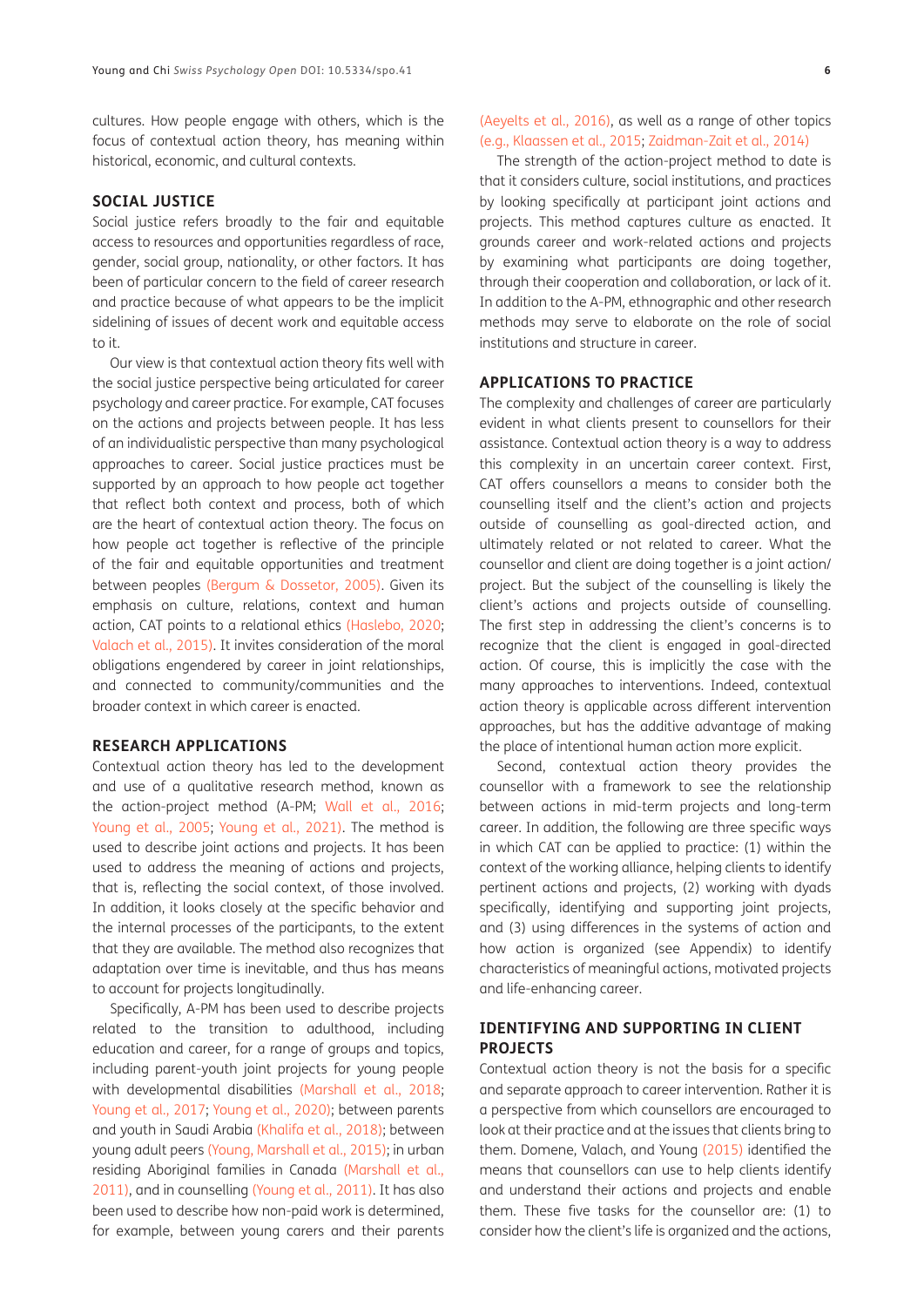cultures. How people engage with others, which is the focus of contextual action theory, has meaning within historical, economic, and cultural contexts.

## SOCIAL JUSTICE

Social justice refers broadly to the fair and equitable access to resources and opportunities regardless of race, gender, social group, nationality, or other factors. It has been of particular concern to the field of career research and practice because of what appears to be the implicit sidelining of issues of decent work and equitable access to it.

Our view is that contextual action theory fits well with the social justice perspective being articulated for career psychology and career practice. For example, CAT focuses on the actions and projects between people. It has less of an individualistic perspective than many psychological approaches to career. Social justice practices must be supported by an approach to how people act together that reflect both context and process, both of which are the heart of contextual action theory. The focus on how people act together is reflective of the principle of the fair and equitable opportunities and treatment between peoples (Bergum & Dossetor, 2005). Given its emphasis on culture, relations, context and human action, CAT points to a relational ethics (Haslebo, 2020; Valach et al., 2015). It invites consideration of the moral obligations engendered by career in joint relationships, and connected to community/communities and the broader context in which career is enacted.

## RESEARCH APPLICATIONS

Contextual action theory has led to the development and use of a qualitative research method, known as the action-project method (A-PM; Wall et al., 2016; Young et al., 2005; Young et al., 2021). The method is used to describe joint actions and projects. It has been used to address the meaning of actions and projects, that is, reflecting the social context, of those involved. In addition, it looks closely at the specific behavior and the internal processes of the participants, to the extent that they are available. The method also recognizes that adaptation over time is inevitable, and thus has means to account for projects longitudinally.

Specifically, A-PM has been used to describe projects related to the transition to adulthood, including education and career, for a range of groups and topics, including parent-youth joint projects for young people with developmental disabilities (Marshall et al., 2018; Young et al., 2017; Young et al., 2020); between parents and youth in Saudi Arabia (Khalifa et al., 2018); between young adult peers (Young, Marshall et al., 2015); in urban residing Aboriginal families in Canada (Marshall et al., 2011), and in counselling (Young et al., 2011). It has also been used to describe how non-paid work is determined, for example, between young carers and their parents (Aeyelts et al., 2016), as well as a range of other topics (e.g., Klaassen et al., 2015; Zaidman-Zait et al., 2014)

The strength of the action-project method to date is that it considers culture, social institutions, and practices by looking specifically at participant joint actions and projects. This method captures culture as enacted. It grounds career and work-related actions and projects by examining what participants are doing together, through their cooperation and collaboration, or lack of it. In addition to the A-PM, ethnographic and other research methods may serve to elaborate on the role of social institutions and structure in career.

## APPLICATIONS TO PRACTICE

The complexity and challenges of career are particularly evident in what clients present to counsellors for their assistance. Contextual action theory is a way to address this complexity in an uncertain career context. First, CAT offers counsellors a means to consider both the counselling itself and the client's action and projects outside of counselling as goal-directed action, and ultimately related or not related to career. What the counsellor and client are doing together is a joint action/project. But the subject of the counselling is likely the client's actions and projects outside of counselling. The first step in addressing the client's concerns is to recognize that the client is engaged in goal-directed action. Of course, this is implicitly the case with the many approaches to interventions. Indeed, contextual action theory is applicable across different intervention approaches, but has the additive advantage of making the place of intentional human action more explicit.

Second, contextual action theory provides the counsellor with a framework to see the relationship between actions in mid-term projects and long-term career. In addition, the following are three specific ways in which CAT can be applied to practice: (1) within the context of the working alliance, helping clients to identify pertinent actions and projects, (2) working with dyads specifically, identifying and supporting joint projects, and (3) using differences in the systems of action and how action is organized (see Appendix) to identify characteristics of meaningful actions, motivated projects and life-enhancing career.

## IDENTIFYING AND SUPPORTING IN CLIENT PROJECTS

Contextual action theory is not the basis for a specific and separate approach to career intervention. Rather it is a perspective from which counsellors are encouraged to look at their practice and at the issues that clients bring to them. Domene, Valach, and Young (2015) identified the means that counsellors can use to help clients identify and understand their actions and projects and enable them. These five tasks for the counsellor are: (1) to consider how the client's life is organized and the actions,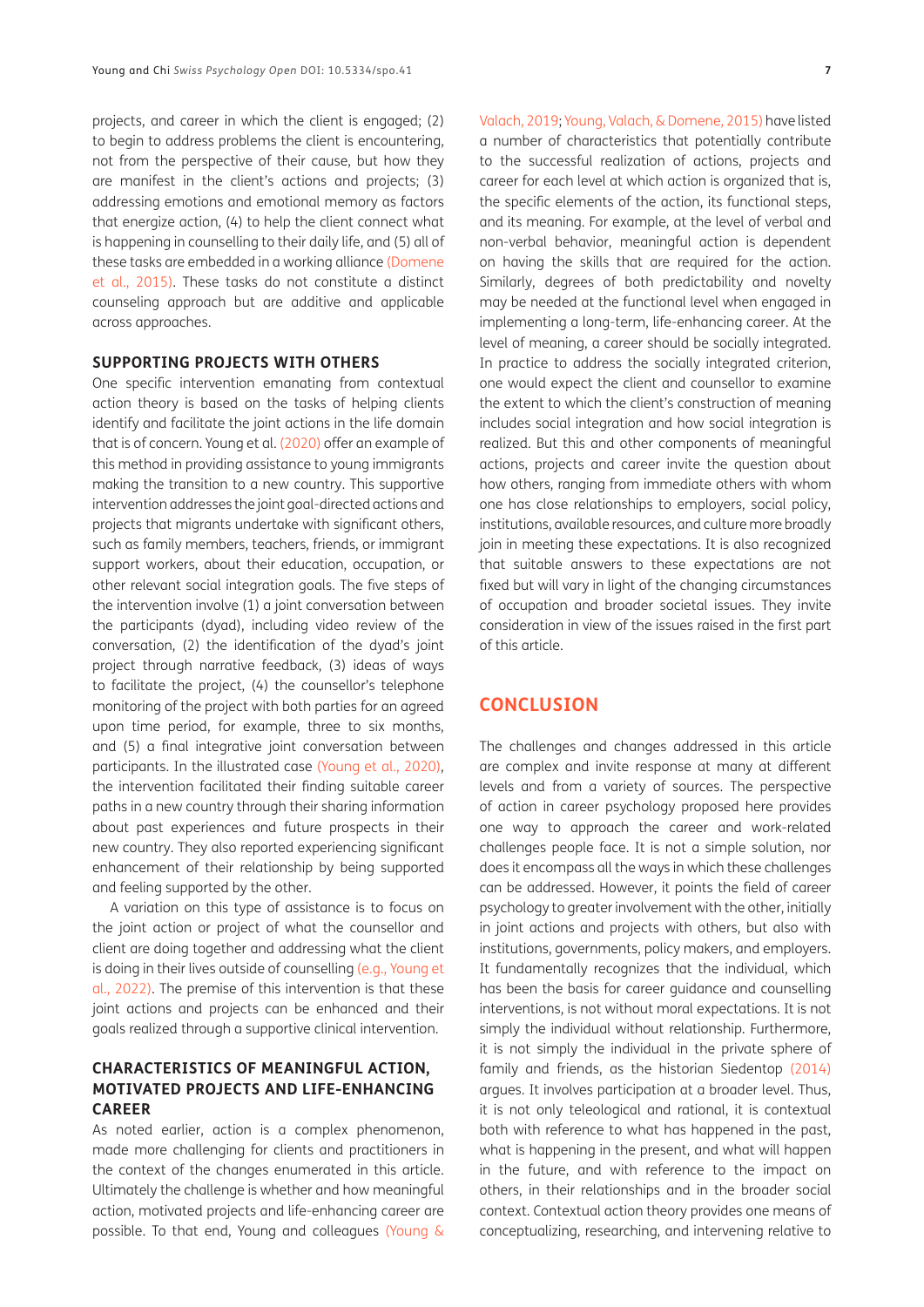projects, and career in which the client is engaged; (2) to begin to address problems the client is encountering, not from the perspective of their cause, but how they are manifest in the client's actions and projects; (3) addressing emotions and emotional memory as factors that energize action, (4) to help the client connect what is happening in counselling to their daily life, and (5) all of these tasks are embedded in a working alliance (Domene et al., 2015). These tasks do not constitute a distinct counseling approach but are additive and applicable across approaches.

## SUPPORTING PROJECTS WITH OTHERS

One specific intervention emanating from contextual action theory is based on the tasks of helping clients identify and facilitate the joint actions in the life domain that is of concern. Young et al. (2020) offer an example of this method in providing assistance to young immigrants making the transition to a new country. This supportive intervention addresses the joint goal-directed actions and projects that migrants undertake with significant others, such as family members, teachers, friends, or immigrant support workers, about their education, occupation, or other relevant social integration goals. The five steps of the intervention involve (1) a joint conversation between the participants (dyad), including video review of the conversation, (2) the identification of the dyad's joint project through narrative feedback, (3) ideas of ways to facilitate the project, (4) the counsellor's telephone monitoring of the project with both parties for an agreed upon time period, for example, three to six months, and (5) a final integrative joint conversation between participants. In the illustrated case (Young et al., 2020), the intervention facilitated their finding suitable career paths in a new country through their sharing information about past experiences and future prospects in their new country. They also reported experiencing significant enhancement of their relationship by being supported and feeling supported by the other.

A variation on this type of assistance is to focus on the joint action or project of what the counsellor and client are doing together and addressing what the client is doing in their lives outside of counselling (e.g., Young et al., 2022). The premise of this intervention is that these joint actions and projects can be enhanced and their goals realized through a supportive clinical intervention.

## CHARACTERISTICS OF MEANINGFUL ACTION, MOTIVATED PROJECTS AND LIFE-ENHANCING CAREER

As noted earlier, action is a complex phenomenon, made more challenging for clients and practitioners in the context of the changes enumerated in this article. Ultimately the challenge is whether and how meaningful action, motivated projects and life-enhancing career are possible. To that end, Young and colleagues (Young & Valach, 2019; Young, Valach, & Domene, 2015) have listed a number of characteristics that potentially contribute to the successful realization of actions, projects and career for each level at which action is organized that is, the specific elements of the action, its functional steps, and its meaning. For example, at the level of verbal and non-verbal behavior, meaningful action is dependent on having the skills that are required for the action. Similarly, degrees of both predictability and novelty may be needed at the functional level when engaged in implementing a long-term, life-enhancing career. At the level of meaning, a career should be socially integrated. In practice to address the socially integrated criterion, one would expect the client and counsellor to examine the extent to which the client's construction of meaning includes social integration and how social integration is realized. But this and other components of meaningful actions, projects and career invite the question about how others, ranging from immediate others with whom one has close relationships to employers, social policy, institutions, available resources, and culture more broadly join in meeting these expectations. It is also recognized that suitable answers to these expectations are not fixed but will vary in light of the changing circumstances of occupation and broader societal issues. They invite consideration in view of the issues raised in the first part of this article.

# CONCLUSION

The challenges and changes addressed in this article are complex and invite response at many at different levels and from a variety of sources. The perspective of action in career psychology proposed here provides one way to approach the career and work-related challenges people face. It is not a simple solution, nor does it encompass all the ways in which these challenges can be addressed. However, it points the field of career psychology to greater involvement with the other, initially in joint actions and projects with others, but also with institutions, governments, policy makers, and employers. It fundamentally recognizes that the individual, which has been the basis for career guidance and counselling interventions, is not without moral expectations. It is not simply the individual without relationship. Furthermore, it is not simply the individual in the private sphere of family and friends, as the historian Siedentop (2014) argues. It involves participation at a broader level. Thus, it is not only teleological and rational, it is contextual both with reference to what has happened in the past, what is happening in the present, and what will happen in the future, and with reference to the impact on others, in their relationships and in the broader social context. Contextual action theory provides one means of conceptualizing, researching, and intervening relative to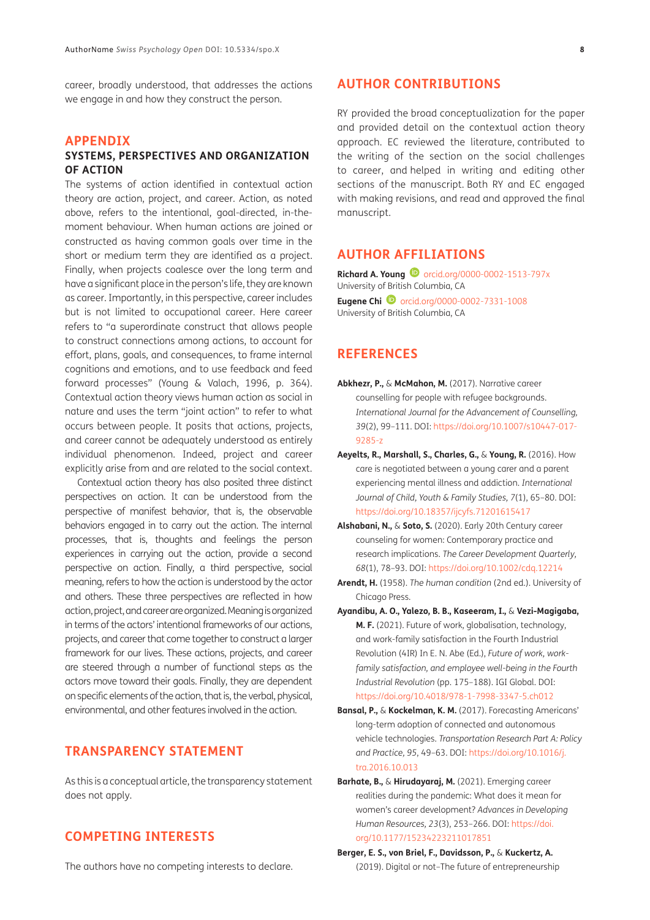career, broadly understood, that addresses the actions we engage in and how they construct the person.

## APPENDIX

### SYSTEMS, PERSPECTIVES AND ORGANIZATION OF ACTION

The systems of action identified in contextual action theory are action, project, and career. Action, as noted above, refers to the intentional, goal-directed, in-the-moment behaviour. When human actions are joined or constructed as having common goals over time in the short or medium term they are identified as a project. Finally, when projects coalesce over the long term and have a significant place in the person's life, they are known as career. Importantly, in this perspective, career includes but is not limited to occupational career. Here career refers to "a superordinate construct that allows people to construct connections among actions, to account for effort, plans, goals, and consequences, to frame internal cognitions and emotions, and to use feedback and feed forward processes" (Young & Valach, 1996, p. 364). Contextual action theory views human action as social in nature and uses the term "joint action" to refer to what occurs between people. It posits that actions, projects, and career cannot be adequately understood as entirely individual phenomenon. Indeed, project and career explicitly arise from and are related to the social context.

Contextual action theory has also posited three distinct perspectives on action. It can be understood from the perspective of manifest behavior, that is, the observable behaviors engaged in to carry out the action. The internal processes, that is, thoughts and feelings the person experiences in carrying out the action, provide a second perspective on action. Finally, a third perspective, social meaning, refers to how the action is understood by the actor and others. These three perspectives are reflected in how action, project, and career are organized. Meaning is organized in terms of the actors' intentional frameworks of our actions, projects, and career that come together to construct a larger framework for our lives. These actions, projects, and career are steered through a number of functional steps as the actors move toward their goals. Finally, they are dependent on specific elements of the action, that is, the verbal, physical, environmental, and other features involved in the action.

## TRANSPARENCY STATEMENT

As this is a conceptual article, the transparency statement does not apply.

## COMPETING INTERESTS

The authors have no competing interests to declare.

## AUTHOR CONTRIBUTIONS

RY provided the broad conceptualization for the paper and provided detail on the contextual action theory approach. EC reviewed the literature, contributed to the writing of the section on the social challenges to career, and helped in writing and editing other sections of the manuscript. Both RY and EC engaged with making revisions, and read and approved the final manuscript.

## AUTHOR AFFILIATIONS

**Richard A. Young** orcid.org/0000-0002-1513-797x
University of British Columbia, CA

**Eugene Chi** orcid.org/0000-0002-7331-1008
University of British Columbia, CA

## REFERENCES

**Abkhezr, P.,** & **McMahon, M.** (2017). Narrative career counselling for people with refugee backgrounds. *International Journal for the Advancement of Counselling, 39*(2), 99–111. DOI: https://doi.org/10.1007/s10447-017-9285-z

**Aeyelts, R., Marshall, S., Charles, G.,** & **Young, R.** (2016). How care is negotiated between a young carer and a parent experiencing mental illness and addiction. *International Journal of Child, Youth & Family Studies, 7*(1), 65–80. DOI: https://doi.org/10.18357/ijcyfs.71201615417

**Alshabani, N.,** & **Soto, S.** (2020). Early 20th Century career counseling for women: Contemporary practice and research implications. *The Career Development Quarterly, 68*(1), 78–93. DOI: https://doi.org/10.1002/cdq.12214

**Arendt, H.** (1958). *The human condition* (2nd ed.). University of Chicago Press.

**Ayandibu, A. O., Yalezo, B. B., Kaseeram, I.,** & **Vezi-Magigaba, M. F.** (2021). Future of work, globalisation, technology, and work-family satisfaction in the Fourth Industrial Revolution (4IR) In E. N. Abe (Ed.), *Future of work, work-family satisfaction, and employee well-being in the Fourth Industrial Revolution* (pp. 175–188). IGI Global. DOI: https://doi.org/10.4018/978-1-7998-3347-5.ch012

**Bansal, P.,** & **Kockelman, K. M.** (2017). Forecasting Americans' long-term adoption of connected and autonomous vehicle technologies. *Transportation Research Part A: Policy and Practice, 95*, 49–63. DOI: https://doi.org/10.1016/j.tra.2016.10.013

**Barhate, B.,** & **Hirudayaraj, M.** (2021). Emerging career realities during the pandemic: What does it mean for women's career development? *Advances in Developing Human Resources, 23*(3), 253–266. DOI: https://doi.org/10.1177/15234223211017851

**Berger, E. S., von Briel, F., Davidsson, P.,** & **Kuckertz, A.** (2019). Digital or not–The future of entrepreneurship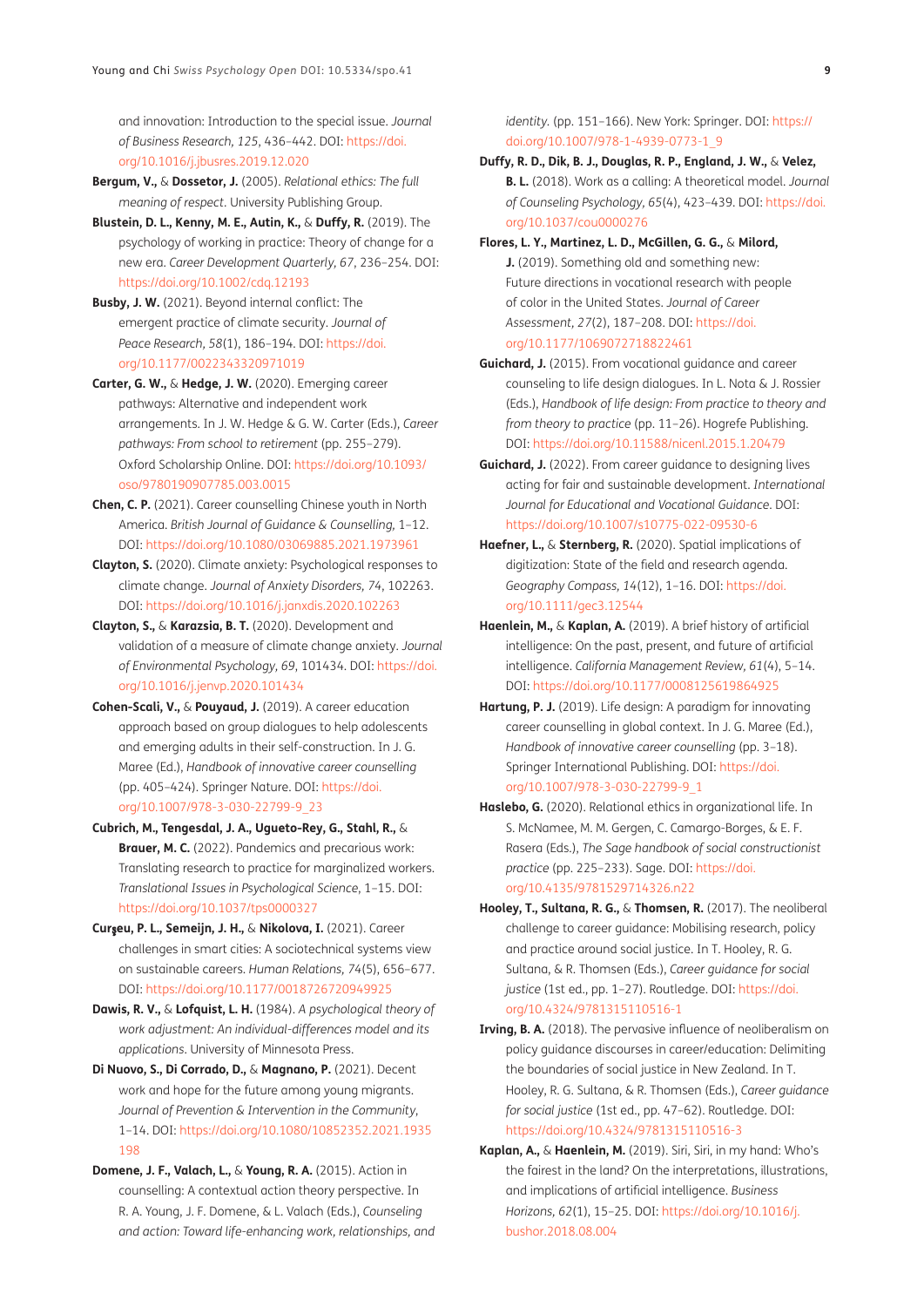and innovation: Introduction to the special issue. *Journal of Business Research, 125*, 436–442. DOI: https://doi.org/10.1016/j.jbusres.2019.12.020

**Bergum, V.,** & **Dossetor, J.** (2005). *Relational ethics: The full meaning of respect*. University Publishing Group.

**Blustein, D. L., Kenny, M. E., Autin, K.,** & **Duffy, R.** (2019). The psychology of working in practice: Theory of change for a new era. *Career Development Quarterly, 67*, 236–254. DOI: https://doi.org/10.1002/cdq.12193

**Busby, J. W.** (2021). Beyond internal conflict: The emergent practice of climate security. *Journal of Peace Research, 58*(1), 186–194. DOI: https://doi.org/10.1177/0022343320971019

**Carter, G. W.,** & **Hedge, J. W.** (2020). Emerging career pathways: Alternative and independent work arrangements. In J. W. Hedge & G. W. Carter (Eds.), *Career pathways: From school to retirement* (pp. 255–279). Oxford Scholarship Online. DOI: https://doi.org/10.1093/oso/9780190907785.003.0015

**Chen, C. P.** (2021). Career counselling Chinese youth in North America. *British Journal of Guidance & Counselling*, 1–12. DOI: https://doi.org/10.1080/03069885.2021.1973961

**Clayton, S.** (2020). Climate anxiety: Psychological responses to climate change. *Journal of Anxiety Disorders, 74*, 102263. DOI: https://doi.org/10.1016/j.janxdis.2020.102263

**Clayton, S.,** & **Karazsia, B. T.** (2020). Development and validation of a measure of climate change anxiety. *Journal of Environmental Psychology, 69*, 101434. DOI: https://doi.org/10.1016/j.jenvp.2020.101434

**Cohen-Scali, V.,** & **Pouyaud, J.** (2019). A career education approach based on group dialogues to help adolescents and emerging adults in their self-construction. In J. G. Maree (Ed.), *Handbook of innovative career counselling* (pp. 405–424). Springer Nature. DOI: https://doi.org/10.1007/978-3-030-22799-9_23

**Cubrich, M., Tengesdal, J. A., Ugueto-Rey, G., Stahl, R.,** & **Brauer, M. C.** (2022). Pandemics and precarious work: Translating research to practice for marginalized workers. *Translational Issues in Psychological Science*, 1–15. DOI: https://doi.org/10.1037/tps0000327

**Curşeu, P. L., Semeijn, J. H.,** & **Nikolova, I.** (2021). Career challenges in smart cities: A sociotechnical systems view on sustainable careers. *Human Relations, 74*(5), 656–677. DOI: https://doi.org/10.1177/0018726720949925

**Dawis, R. V.,** & **Lofquist, L. H.** (1984). *A psychological theory of work adjustment: An individual-differences model and its applications*. University of Minnesota Press.

**Di Nuovo, S., Di Corrado, D.,** & **Magnano, P.** (2021). Decent work and hope for the future among young migrants. *Journal of Prevention & Intervention in the Community*, 1–14. DOI: https://doi.org/10.1080/10852352.2021.1935198

**Domene, J. F., Valach, L.,** & **Young, R. A.** (2015). Action in counselling: A contextual action theory perspective. In R. A. Young, J. F. Domene, & L. Valach (Eds.), *Counseling and action: Toward life-enhancing work, relationships, and identity.* (pp. 151–166). New York: Springer. DOI: https://doi.org/10.1007/978-1-4939-0773-1_9

**Duffy, R. D., Dik, B. J., Douglas, R. P., England, J. W.,** & **Velez, B. L.** (2018). Work as a calling: A theoretical model. *Journal of Counseling Psychology, 65*(4), 423–439. DOI: https://doi.org/10.1037/cou0000276

**Flores, L. Y., Martinez, L. D., McGillen, G. G.,** & **Milord, J.** (2019). Something old and something new: Future directions in vocational research with people of color in the United States. *Journal of Career Assessment, 27*(2), 187–208. DOI: https://doi.org/10.1177/1069072718822461

**Guichard, J.** (2015). From vocational guidance and career counseling to life design dialogues. In L. Nota & J. Rossier (Eds.), *Handbook of life design: From practice to theory and from theory to practice* (pp. 11–26). Hogrefe Publishing. DOI: https://doi.org/10.11588/nicenl.2015.1.20479

**Guichard, J.** (2022). From career guidance to designing lives acting for fair and sustainable development. *International Journal for Educational and Vocational Guidance*. DOI: https://doi.org/10.1007/s10775-022-09530-6

**Haefner, L.,** & **Sternberg, R.** (2020). Spatial implications of digitization: State of the field and research agenda. *Geography Compass, 14*(12), 1–16. DOI: https://doi.org/10.1111/gec3.12544

**Haenlein, M.,** & **Kaplan, A.** (2019). A brief history of artificial intelligence: On the past, present, and future of artificial intelligence. *California Management Review, 61*(4), 5–14. DOI: https://doi.org/10.1177/0008125619864925

**Hartung, P. J.** (2019). Life design: A paradigm for innovating career counselling in global context. In J. G. Maree (Ed.), *Handbook of innovative career counselling* (pp. 3–18). Springer International Publishing. DOI: https://doi.org/10.1007/978-3-030-22799-9_1

**Haslebo, G.** (2020). Relational ethics in organizational life. In S. McNamee, M. M. Gergen, C. Camargo-Borges, & E. F. Rasera (Eds.), *The Sage handbook of social constructionist practice* (pp. 225–233). Sage. DOI: https://doi.org/10.4135/9781529714326.n22

**Hooley, T., Sultana, R. G.,** & **Thomsen, R.** (2017). The neoliberal challenge to career guidance: Mobilising research, policy and practice around social justice. In T. Hooley, R. G. Sultana, & R. Thomsen (Eds.), *Career guidance for social justice* (1st ed., pp. 1–27). Routledge. DOI: https://doi.org/10.4324/9781315110516-1

**Irving, B. A.** (2018). The pervasive influence of neoliberalism on policy guidance discourses in career/education: Delimiting the boundaries of social justice in New Zealand. In T. Hooley, R. G. Sultana, & R. Thomsen (Eds.), *Career guidance for social justice* (1st ed., pp. 47–62). Routledge. DOI: https://doi.org/10.4324/9781315110516-3

**Kaplan, A.,** & **Haenlein, M.** (2019). Siri, Siri, in my hand: Who's the fairest in the land? On the interpretations, illustrations, and implications of artificial intelligence. *Business Horizons, 62*(1), 15–25. DOI: https://doi.org/10.1016/j.bushor.2018.08.004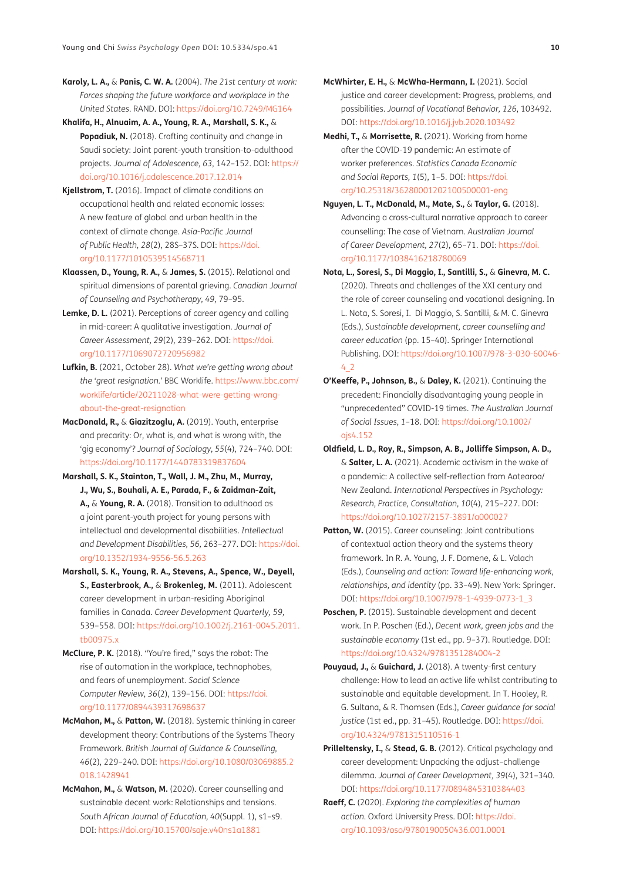**Karoly, L. A.,** & **Panis, C. W. A.** (2004). *The 21st century at work: Forces shaping the future workforce and workplace in the United States*. RAND. DOI: https://doi.org/10.7249/MG164

**Khalifa, H., Alnuaim, A. A., Young, R. A., Marshall, S. K.,** & **Popadiuk, N.** (2018). Crafting continuity and change in Saudi society: Joint parent-youth transition-to-adulthood projects. *Journal of Adolescence, 63*, 142–152. DOI: https://doi.org/10.1016/j.adolescence.2017.12.014

**Kjellstrom, T.** (2016). Impact of climate conditions on occupational health and related economic losses: A new feature of global and urban health in the context of climate change. *Asia-Pacific Journal of Public Health, 28*(2), 28S–37S. DOI: https://doi.org/10.1177/1010539514568711

**Klaassen, D., Young, R. A.,** & **James, S.** (2015). Relational and spiritual dimensions of parental grieving. *Canadian Journal of Counseling and Psychotherapy, 49*, 79–95.

**Lemke, D. L.** (2021). Perceptions of career agency and calling in mid-career: A qualitative investigation. *Journal of Career Assessment, 29*(2), 239–262. DOI: https://doi.org/10.1177/1069072720956982

**Lufkin, B.** (2021, October 28). *What we're getting wrong about the 'great resignation.'* BBC Worklife. https://www.bbc.com/worklife/article/20211028-what-were-getting-wrong-about-the-great-resignation

**MacDonald, R.,** & **Giazitzoglu, A.** (2019). Youth, enterprise and precarity: Or, what is, and what is wrong with, the 'gig economy'? *Journal of Sociology, 55*(4), 724–740. DOI: https://doi.org/10.1177/1440783319837604

**Marshall, S. K., Stainton, T., Wall, J. M., Zhu, M., Murray, J., Wu, S., Bouhali, A. E., Parada, F., & Zaidman-Zait, A.,** & **Young, R. A.** (2018). Transition to adulthood as a joint parent-youth project for young persons with intellectual and developmental disabilities. *Intellectual and Development Disabilities, 56*, 263–277. DOI: https://doi.org/10.1352/1934-9556-56.5.263

**Marshall, S. K., Young, R. A., Stevens, A., Spence, W., Deyell, S., Easterbrook, A.,** & **Brokenleg, M.** (2011). Adolescent career development in urban-residing Aboriginal families in Canada. *Career Development Quarterly, 59*, 539–558. DOI: https://doi.org/10.1002/j.2161-0045.2011.tb00975.x

**McClure, P. K.** (2018). "You're fired," says the robot: The rise of automation in the workplace, technophobes, and fears of unemployment. *Social Science Computer Review, 36*(2), 139–156. DOI: https://doi.org/10.1177/0894439317698637

**McMahon, M.,** & **Patton, W.** (2018). Systemic thinking in career development theory: Contributions of the Systems Theory Framework. *British Journal of Guidance & Counselling, 46*(2), 229–240. DOI: https://doi.org/10.1080/03069885.2018.1428941

**McMahon, M.,** & **Watson, M.** (2020). Career counselling and sustainable decent work: Relationships and tensions. *South African Journal of Education, 40*(Suppl. 1), s1–s9. DOI: https://doi.org/10.15700/saje.v40ns1a1881

**McWhirter, E. H.,** & **McWha-Hermann, I.** (2021). Social justice and career development: Progress, problems, and possibilities. *Journal of Vocational Behavior, 126*, 103492. DOI: https://doi.org/10.1016/j.jvb.2020.103492

**Medhi, T.,** & **Morrisette, R.** (2021). Working from home after the COVID-19 pandemic: An estimate of worker preferences. *Statistics Canada Economic and Social Reports, 1*(5), 1–5. DOI: https://doi.org/10.25318/36280001202100500001-eng

**Nguyen, L. T., McDonald, M., Mate, S.,** & **Taylor, G.** (2018). Advancing a cross-cultural narrative approach to career counselling: The case of Vietnam. *Australian Journal of Career Development, 27*(2), 65–71. DOI: https://doi.org/10.1177/1038416218780069

**Nota, L., Soresi, S., Di Maggio, I., Santilli, S.,** & **Ginevra, M. C.** (2020). Threats and challenges of the XXI century and the role of career counseling and vocational designing. In L. Nota, S. Soresi, I. Di Maggio, S. Santilli, & M. C. Ginevra (Eds.), *Sustainable development, career counselling and career education* (pp. 15–40). Springer International Publishing. DOI: https://doi.org/10.1007/978-3-030-60046-4_2

**O'Keeffe, P., Johnson, B.,** & **Daley, K.** (2021). Continuing the precedent: Financially disadvantaging young people in "unprecedented" COVID-19 times. *The Australian Journal of Social Issues, 1*–18. DOI: https://doi.org/10.1002/ajs4.152

**Oldfield, L. D., Roy, R., Simpson, A. B., Jolliffe Simpson, A. D.,** & **Salter, L. A.** (2021). Academic activism in the wake of a pandemic: A collective self-reflection from Aotearoa/New Zealand. *International Perspectives in Psychology: Research, Practice, Consultation, 10*(4), 215–227. DOI: https://doi.org/10.1027/2157-3891/a000027

**Patton, W.** (2015). Career counseling: Joint contributions of contextual action theory and the systems theory framework. In R. A. Young, J. F. Domene, & L. Valach (Eds.), *Counseling and action: Toward life-enhancing work, relationships, and identity* (pp. 33–49). New York: Springer. DOI: https://doi.org/10.1007/978-1-4939-0773-1_3

**Poschen, P.** (2015). Sustainable development and decent work. In P. Poschen (Ed.), *Decent work, green jobs and the sustainable economy* (1st ed., pp. 9–37). Routledge. DOI: https://doi.org/10.4324/9781351284004-2

**Pouyaud, J.,** & **Guichard, J.** (2018). A twenty-first century challenge: How to lead an active life whilst contributing to sustainable and equitable development. In T. Hooley, R. G. Sultana, & R. Thomsen (Eds.), *Career guidance for social justice* (1st ed., pp. 31–45). Routledge. DOI: https://doi.org/10.4324/9781315110516-1

**Prilleltensky, I.,** & **Stead, G. B.** (2012). Critical psychology and career development: Unpacking the adjust–challenge dilemma. *Journal of Career Development, 39*(4), 321–340. DOI: https://doi.org/10.1177/0894845310384403

**Raeff, C.** (2020). *Exploring the complexities of human action*. Oxford University Press. DOI: https://doi.org/10.1093/oso/9780190050436.001.0001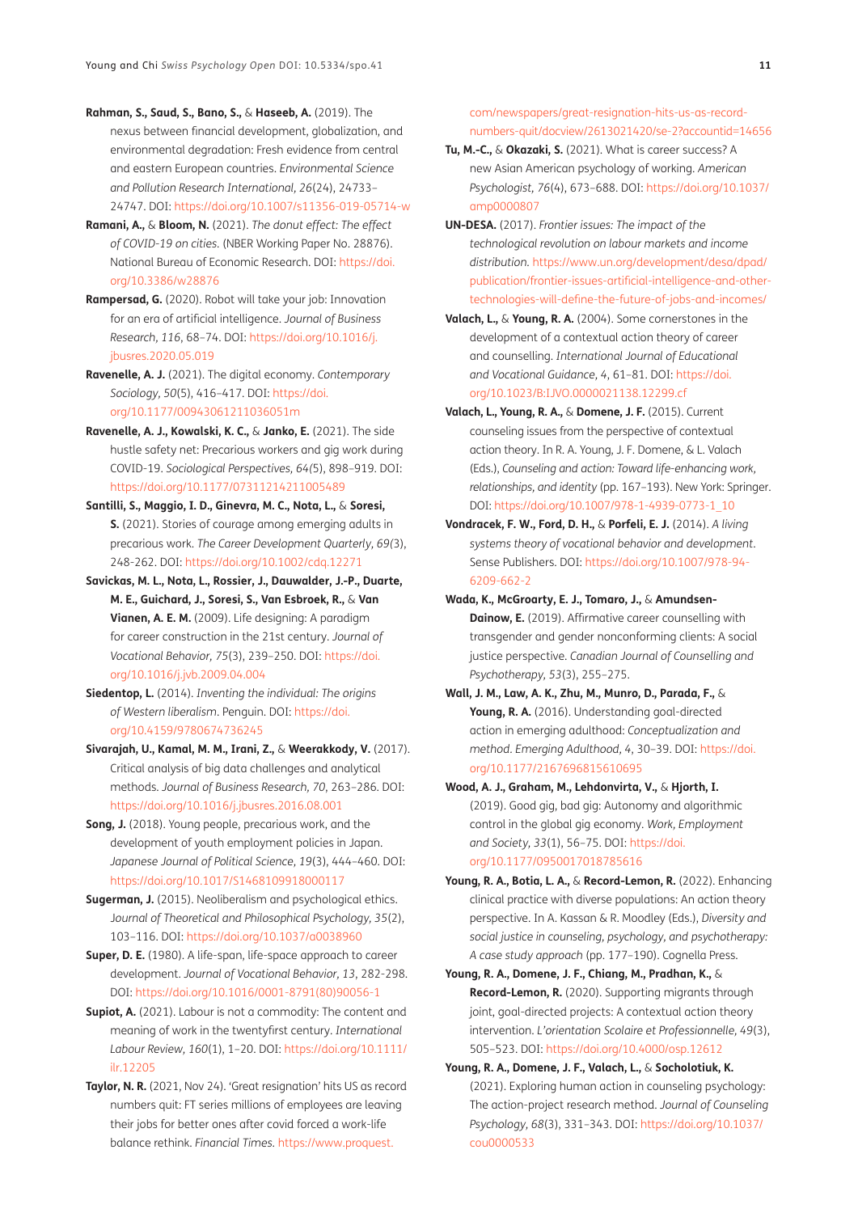**Rahman, S., Saud, S., Bano, S.,** & **Haseeb, A.** (2019). The nexus between financial development, globalization, and environmental degradation: Fresh evidence from central and eastern European countries. *Environmental Science and Pollution Research International, 26*(24), 24733–24747. DOI: https://doi.org/10.1007/s11356-019-05714-w

**Ramani, A.,** & **Bloom, N.** (2021). *The donut effect: The effect of COVID-19 on cities.* (NBER Working Paper No. 28876). National Bureau of Economic Research. DOI: https://doi.org/10.3386/w28876

**Rampersad, G.** (2020). Robot will take your job: Innovation for an era of artificial intelligence. *Journal of Business Research, 116*, 68–74. DOI: https://doi.org/10.1016/j.jbusres.2020.05.019

**Ravenelle, A. J.** (2021). The digital economy. *Contemporary Sociology, 50*(5), 416–417. DOI: https://doi.org/10.1177/00943061211036051m

**Ravenelle, A. J., Kowalski, K. C.,** & **Janko, E.** (2021). The side hustle safety net: Precarious workers and gig work during COVID-19. *Sociological Perspectives, 64*(5), 898–919. DOI: https://doi.org/10.1177/07311214211005489

**Santilli, S., Maggio, I. D., Ginevra, M. C., Nota, L.,** & **Soresi, S.** (2021). Stories of courage among emerging adults in precarious work. *The Career Development Quarterly, 69*(3), 248-262. DOI: https://doi.org/10.1002/cdq.12271

**Savickas, M. L., Nota, L., Rossier, J., Dauwalder, J.-P., Duarte, M. E., Guichard, J., Soresi, S., Van Esbroek, R.,** & **Van Vianen, A. E. M.** (2009). Life designing: A paradigm for career construction in the 21st century. *Journal of Vocational Behavior, 75*(3), 239–250. DOI: https://doi.org/10.1016/j.jvb.2009.04.004

**Siedentop, L.** (2014). *Inventing the individual: The origins of Western liberalism*. Penguin. DOI: https://doi.org/10.4159/9780674736245

**Sivarajah, U., Kamal, M. M., Irani, Z.,** & **Weerakkody, V.** (2017). Critical analysis of big data challenges and analytical methods. *Journal of Business Research, 70*, 263–286. DOI: https://doi.org/10.1016/j.jbusres.2016.08.001

**Song, J.** (2018). Young people, precarious work, and the development of youth employment policies in Japan. *Japanese Journal of Political Science, 19*(3), 444–460. DOI: https://doi.org/10.1017/S1468109918000117

**Sugerman, J.** (2015). Neoliberalism and psychological ethics. *Journal of Theoretical and Philosophical Psychology, 35*(2), 103–116. DOI: https://doi.org/10.1037/a0038960

**Super, D. E.** (1980). A life-span, life-space approach to career development. *Journal of Vocational Behavior, 13*, 282-298. DOI: https://doi.org/10.1016/0001-8791(80)90056-1

**Supiot, A.** (2021). Labour is not a commodity: The content and meaning of work in the twentyfirst century. *International Labour Review, 160*(1), 1–20. DOI: https://doi.org/10.1111/ilr.12205

**Taylor, N. R.** (2021, Nov 24). 'Great resignation' hits US as record numbers quit: FT series millions of employees are leaving their jobs for better ones after covid forced a work-life balance rethink. *Financial Times.* https://www.proquest.com/newspapers/great-resignation-hits-us-as-record-numbers-quit/docview/2613021420/se-2?accountid=14656

**Tu, M.-C.,** & **Okazaki, S.** (2021). What is career success? A new Asian American psychology of working. *American Psychologist, 76*(4), 673–688. DOI: https://doi.org/10.1037/amp0000807

**UN-DESA.** (2017). *Frontier issues: The impact of the technological revolution on labour markets and income distribution.* https://www.un.org/development/desa/dpad/publication/frontier-issues-artificial-intelligence-and-other-technologies-will-define-the-future-of-jobs-and-incomes/

**Valach, L.,** & **Young, R. A.** (2004). Some cornerstones in the development of a contextual action theory of career and counselling. *International Journal of Educational and Vocational Guidance, 4*, 61–81. DOI: https://doi.org/10.1023/B:IJVO.0000021138.12299.cf

**Valach, L., Young, R. A.,** & **Domene, J. F.** (2015). Current counseling issues from the perspective of contextual action theory. In R. A. Young, J. F. Domene, & L. Valach (Eds.), *Counseling and action: Toward life-enhancing work, relationships, and identity* (pp. 167–193). New York: Springer. DOI: https://doi.org/10.1007/978-1-4939-0773-1_10

**Vondracek, F. W., Ford, D. H.,** & **Porfeli, E. J.** (2014). *A living systems theory of vocational behavior and development*. Sense Publishers. DOI: https://doi.org/10.1007/978-94-6209-662-2

**Wada, K., McGroarty, E. J., Tomaro, J.,** & **Amundsen-Dainow, E.** (2019). Affirmative career counselling with transgender and gender nonconforming clients: A social justice perspective. *Canadian Journal of Counselling and Psychotherapy, 53*(3), 255–275.

**Wall, J. M., Law, A. K., Zhu, M., Munro, D., Parada, F.,** & **Young, R. A.** (2016). Understanding goal-directed action in emerging adulthood: *Conceptualization and method. Emerging Adulthood, 4*, 30–39. DOI: https://doi.org/10.1177/2167696815610695

**Wood, A. J., Graham, M., Lehdonvirta, V.,** & **Hjorth, I.** (2019). Good gig, bad gig: Autonomy and algorithmic control in the global gig economy. *Work, Employment and Society, 33*(1), 56–75. DOI: https://doi.org/10.1177/0950017018785616

**Young, R. A., Botia, L. A.,** & **Record-Lemon, R.** (2022). Enhancing clinical practice with diverse populations: An action theory perspective. In A. Kassan & R. Moodley (Eds.), *Diversity and social justice in counseling, psychology, and psychotherapy: A case study approach* (pp. 177–190). Cognella Press.

**Young, R. A., Domene, J. F., Chiang, M., Pradhan, K.,** & **Record-Lemon, R.** (2020). Supporting migrants through joint, goal-directed projects: A contextual action theory intervention. *L'orientation Scolaire et Professionnelle, 49*(3), 505–523. DOI: https://doi.org/10.4000/osp.12612

**Young, R. A., Domene, J. F., Valach, L.,** & **Socholotiuk, K.** (2021). Exploring human action in counseling psychology: The action-project research method. *Journal of Counseling Psychology, 68*(3), 331–343. DOI: https://doi.org/10.1037/cou0000533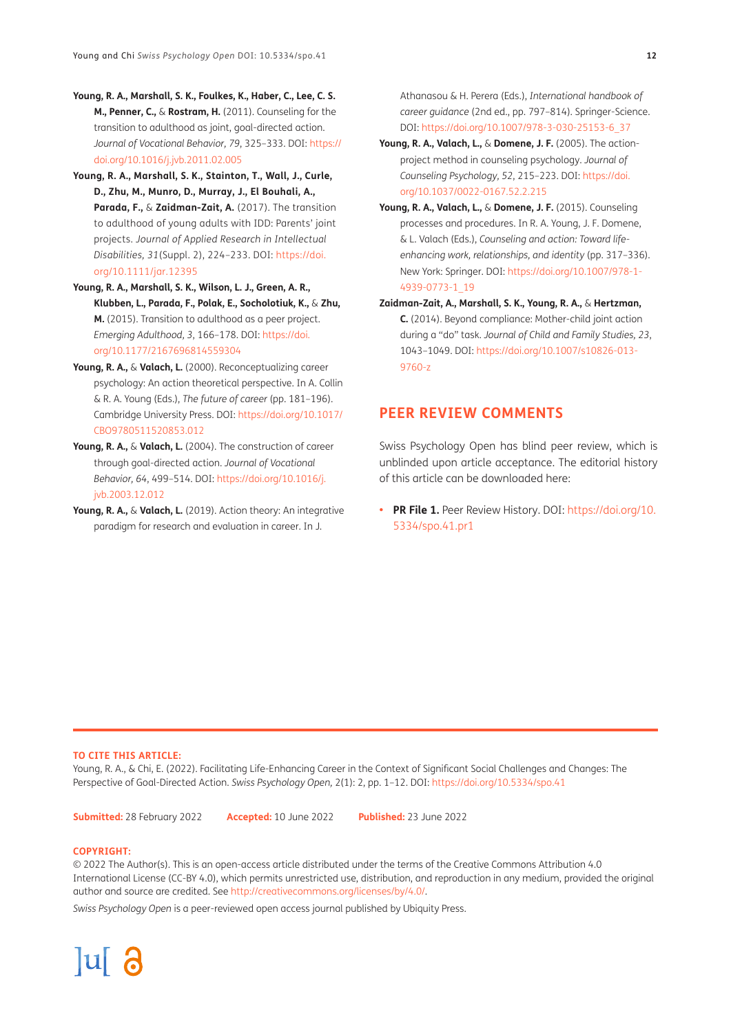**Young, R. A., Marshall, S. K., Foulkes, K., Haber, C., Lee, C. S. M., Penner, C.,** & **Rostram, H.** (2011). Counseling for the transition to adulthood as joint, goal-directed action. *Journal of Vocational Behavior, 79*, 325–333. DOI: https://doi.org/10.1016/j.jvb.2011.02.005

**Young, R. A., Marshall, S. K., Stainton, T., Wall, J., Curle, D., Zhu, M., Munro, D., Murray, J., El Bouhali, A., Parada, F.,** & **Zaidman-Zait, A.** (2017). The transition to adulthood of young adults with IDD: Parents' joint projects. *Journal of Applied Research in Intellectual Disabilities, 31*(Suppl. 2), 224–233. DOI: https://doi.org/10.1111/jar.12395

**Young, R. A., Marshall, S. K., Wilson, L. J., Green, A. R., Klubben, L., Parada, F., Polak, E., Socholotiuk, K.,** & **Zhu, M.** (2015). Transition to adulthood as a peer project. *Emerging Adulthood, 3*, 166–178. DOI: https://doi.org/10.1177/2167696814559304

**Young, R. A.,** & **Valach, L.** (2000). Reconceptualizing career psychology: An action theoretical perspective. In A. Collin & R. A. Young (Eds.), *The future of career* (pp. 181–196). Cambridge University Press. DOI: https://doi.org/10.1017/CBO9780511520853.012

**Young, R. A.,** & **Valach, L.** (2004). The construction of career through goal-directed action. *Journal of Vocational Behavior, 64*, 499–514. DOI: https://doi.org/10.1016/j.jvb.2003.12.012

**Young, R. A.,** & **Valach, L.** (2019). Action theory: An integrative paradigm for research and evaluation in career. In J. Athanasou & H. Perera (Eds.), *International handbook of career guidance* (2nd ed., pp. 797–814). Springer-Science. DOI: https://doi.org/10.1007/978-3-030-25153-6_37

**Young, R. A., Valach, L.,** & **Domene, J. F.** (2005). The action-project method in counseling psychology. *Journal of Counseling Psychology, 52*, 215–223. DOI: https://doi.org/10.1037/0022-0167.52.2.215

**Young, R. A., Valach, L.,** & **Domene, J. F.** (2015). Counseling processes and procedures. In R. A. Young, J. F. Domene, & L. Valach (Eds.), *Counseling and action: Toward life-enhancing work, relationships, and identity* (pp. 317–336). New York: Springer. DOI: https://doi.org/10.1007/978-1-4939-0773-1_19

**Zaidman-Zait, A., Marshall, S. K., Young, R. A.,** & **Hertzman, C.** (2014). Beyond compliance: Mother-child joint action during a "do" task. *Journal of Child and Family Studies, 23*, 1043–1049. DOI: https://doi.org/10.1007/s10826-013-9760-z

## PEER REVIEW COMMENTS

Swiss Psychology Open has blind peer review, which is unblinded upon article acceptance. The editorial history of this article can be downloaded here:

- **PR File 1.** Peer Review History. DOI: https://doi.org/10.5334/spo.41.pr1

**TO CITE THIS ARTICLE:**
Young, R. A., & Chi, E. (2022). Facilitating Life-Enhancing Career in the Context of Significant Social Challenges and Changes: The Perspective of Goal-Directed Action. *Swiss Psychology Open,* 2(1): 2, pp. 1–12. DOI: https://doi.org/10.5334/spo.41

**Submitted:** 28 February 2022 **Accepted:** 10 June 2022 **Published:** 23 June 2022

**COPYRIGHT:**
© 2022 The Author(s). This is an open-access article distributed under the terms of the Creative Commons Attribution 4.0 International License (CC-BY 4.0), which permits unrestricted use, distribution, and reproduction in any medium, provided the original author and source are credited. See http://creativecommons.org/licenses/by/4.0/.

*Swiss Psychology Open* is a peer-reviewed open access journal published by Ubiquity Press.